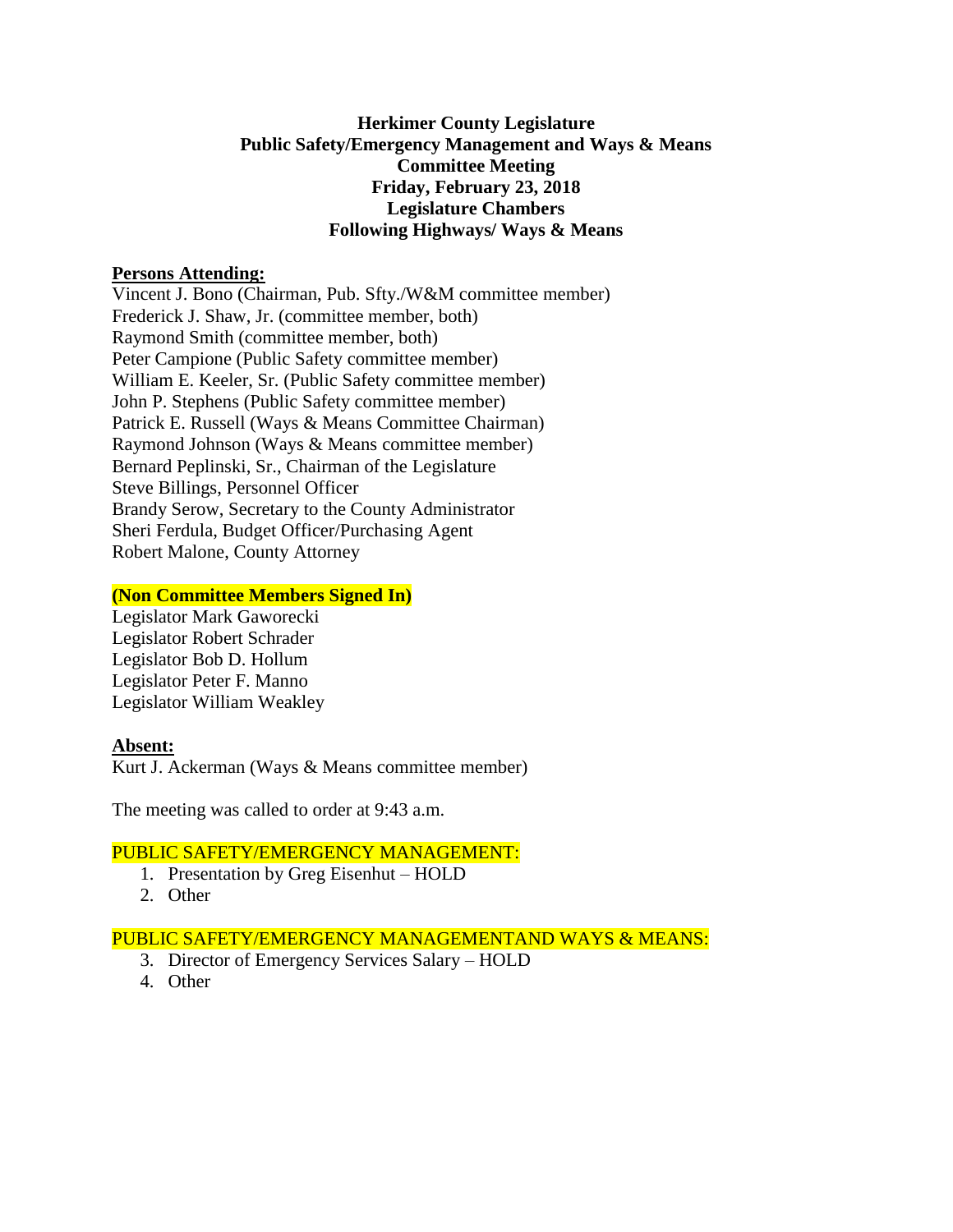**Herkimer County Legislature**
**Public Safety/Emergency Management and Ways & Means**
**Committee Meeting**
**Friday, February 23, 2018**
**Legislature Chambers**
**Following Highways/ Ways & Means**

**Persons Attending:**

Vincent J. Bono (Chairman, Pub. Sfty./W&M committee member)
Frederick J. Shaw, Jr. (committee member, both)
Raymond Smith (committee member, both)
Peter Campione (Public Safety committee member)
William E. Keeler, Sr. (Public Safety committee member)
John P. Stephens (Public Safety committee member)
Patrick E. Russell (Ways & Means Committee Chairman)
Raymond Johnson (Ways & Means committee member)
Bernard Peplinski, Sr., Chairman of the Legislature
Steve Billings, Personnel Officer
Brandy Serow, Secretary to the County Administrator
Sheri Ferdula, Budget Officer/Purchasing Agent
Robert Malone, County Attorney

**(Non Committee Members Signed In)**

Legislator Mark Gaworecki
Legislator Robert Schrader
Legislator Bob D. Hollum
Legislator Peter F. Manno
Legislator William Weakley

**Absent:**

Kurt J. Ackerman (Ways & Means committee member)

The meeting was called to order at 9:43 a.m.

PUBLIC SAFETY/EMERGENCY MANAGEMENT:

1. Presentation by Greg Eisenhut – HOLD
2. Other

PUBLIC SAFETY/EMERGENCY MANAGEMENTAND WAYS & MEANS:

3. Director of Emergency Services Salary – HOLD
4. Other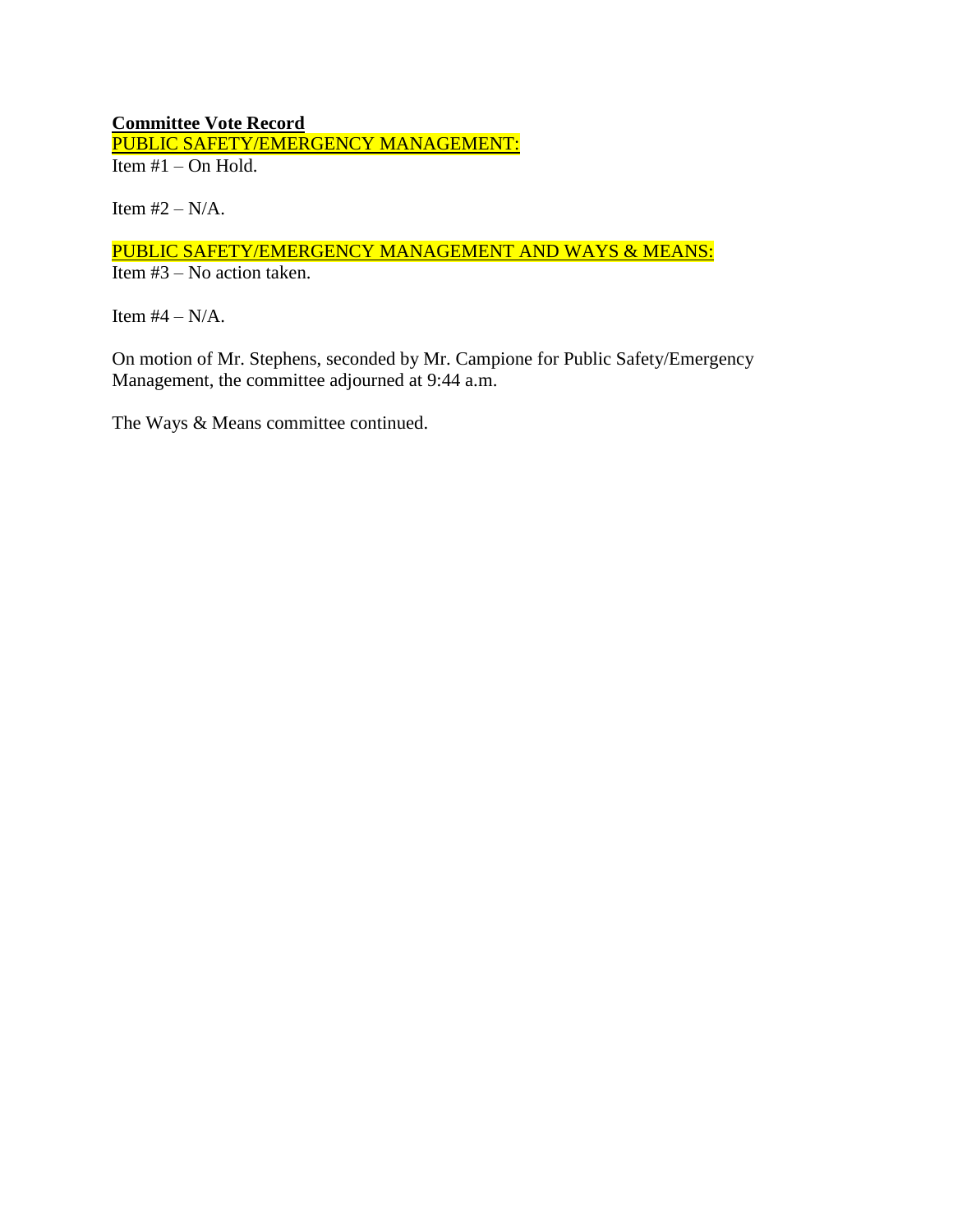**Committee Vote Record**

PUBLIC SAFETY/EMERGENCY MANAGEMENT:

Item #1 – On Hold.

Item #2 – N/A.

PUBLIC SAFETY/EMERGENCY MANAGEMENT AND WAYS & MEANS:

Item #3 – No action taken.

Item #4 – N/A.

On motion of Mr. Stephens, seconded by Mr. Campione for Public Safety/Emergency Management, the committee adjourned at 9:44 a.m.

The Ways & Means committee continued.